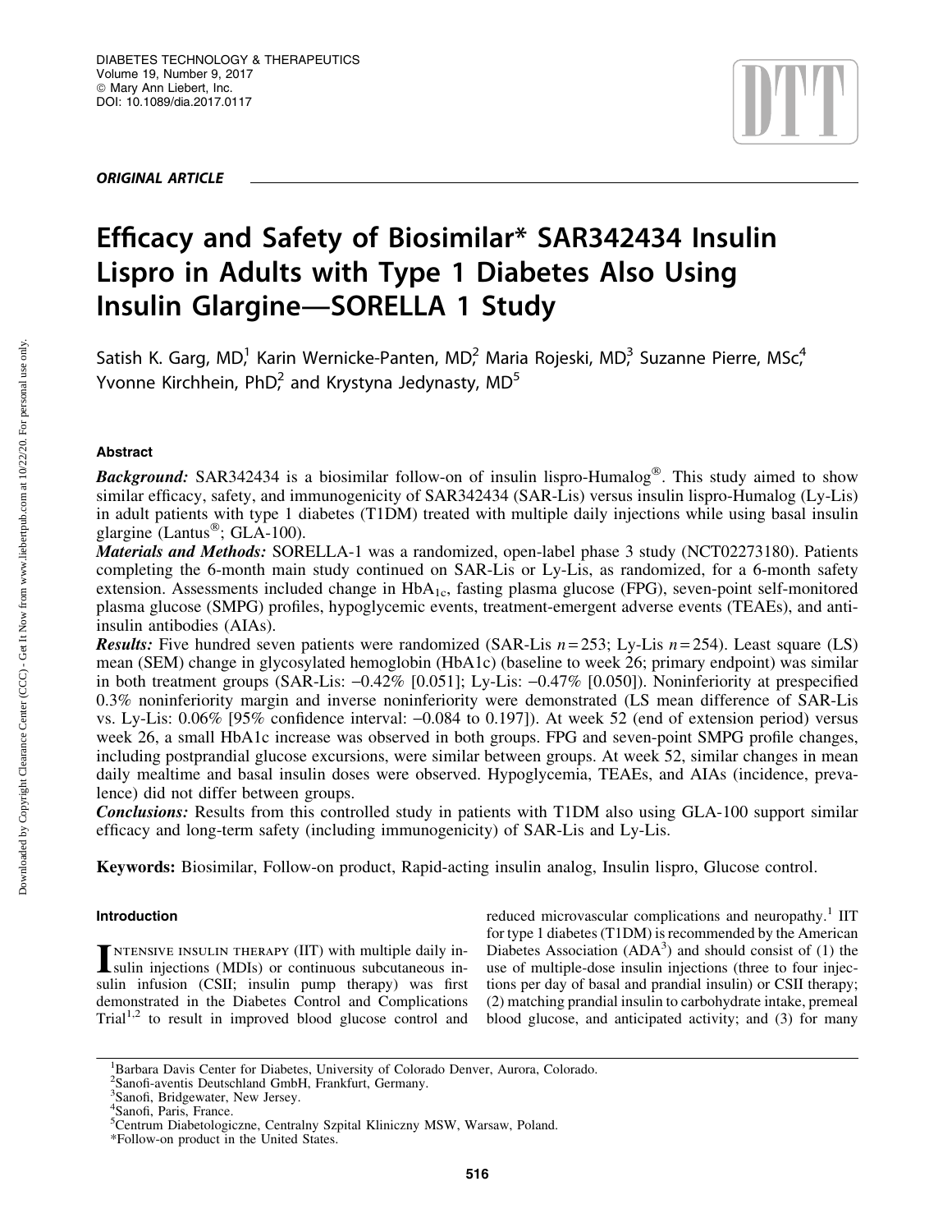ORIGINAL ARTICLE

# Efficacy and Safety of Biosimilar* SAR342434 Insulin Lispro in Adults with Type 1 Diabetes Also Using Insulin Glargine—SORELLA 1 Study

Satish K. Garg, MD,[1] Karin Wernicke-Panten, MD,[2] Maria Rojeski, MD,[3] Suzanne Pierre, MSc,[4] Yvonne Kirchhein, PhD,[2] and Krystyna Jedynasty, MD[5]

## Abstract

***Background:*** SAR342434 is a biosimilar follow-on of insulin lispro-Humalog®. This study aimed to show similar efficacy, safety, and immunogenicity of SAR342434 (SAR-Lis) versus insulin lispro-Humalog (Ly-Lis) in adult patients with type 1 diabetes (T1DM) treated with multiple daily injections while using basal insulin glargine (Lantus®; GLA-100).

***Materials and Methods:*** SORELLA-1 was a randomized, open-label phase 3 study (NCT02273180). Patients completing the 6-month main study continued on SAR-Lis or Ly-Lis, as randomized, for a 6-month safety extension. Assessments included change in $HbA_{1c}$, fasting plasma glucose (FPG), seven-point self-monitored plasma glucose (SMPG) profiles, hypoglycemic events, treatment-emergent adverse events (TEAEs), and anti-insulin antibodies (AIAs).

***Results:*** Five hundred seven patients were randomized (SAR-Lis $n=253$; Ly-Lis $n=254$). Least square (LS) mean (SEM) change in glycosylated hemoglobin (HbA1c) (baseline to week 26; primary endpoint) was similar in both treatment groups (SAR-Lis: –0.42% [0.051]; Ly-Lis: –0.47% [0.050]). Noninferiority at prespecified 0.3% noninferiority margin and inverse noninferiority were demonstrated (LS mean difference of SAR-Lis vs. Ly-Lis: 0.06% [95% confidence interval: –0.084 to 0.197]). At week 52 (end of extension period) versus week 26, a small HbA1c increase was observed in both groups. FPG and seven-point SMPG profile changes, including postprandial glucose excursions, were similar between groups. At week 52, similar changes in mean daily mealtime and basal insulin doses were observed. Hypoglycemia, TEAEs, and AIAs (incidence, prevalence) did not differ between groups.

***Conclusions:*** Results from this controlled study in patients with T1DM also using GLA-100 support similar efficacy and long-term safety (including immunogenicity) of SAR-Lis and Ly-Lis.

**Keywords:** Biosimilar, Follow-on product, Rapid-acting insulin analog, Insulin lispro, Glucose control.

## Introduction

Intensive insulin therapy (IIT) with multiple daily insulin injections (MDIs) or continuous subcutaneous insulin infusion (CSII; insulin pump therapy) was first demonstrated in the Diabetes Control and Complications Trial[1,2] to result in improved blood glucose control and reduced microvascular complications and neuropathy.[1] IIT for type 1 diabetes (T1DM) is recommended by the American Diabetes Association (ADA[3]) and should consist of (1) the use of multiple-dose insulin injections (three to four injections per day of basal and prandial insulin) or CSII therapy; (2) matching prandial insulin to carbohydrate intake, premeal blood glucose, and anticipated activity; and (3) for many

---

[1]Barbara Davis Center for Diabetes, University of Colorado Denver, Aurora, Colorado.
[2]Sanofi-aventis Deutschland GmbH, Frankfurt, Germany.
[3]Sanofi, Bridgewater, New Jersey.
[4]Sanofi, Paris, France.
[5]Centrum Diabetologiczne, Centralny Szpital Kliniczny MSW, Warsaw, Poland.
*Follow-on product in the United States.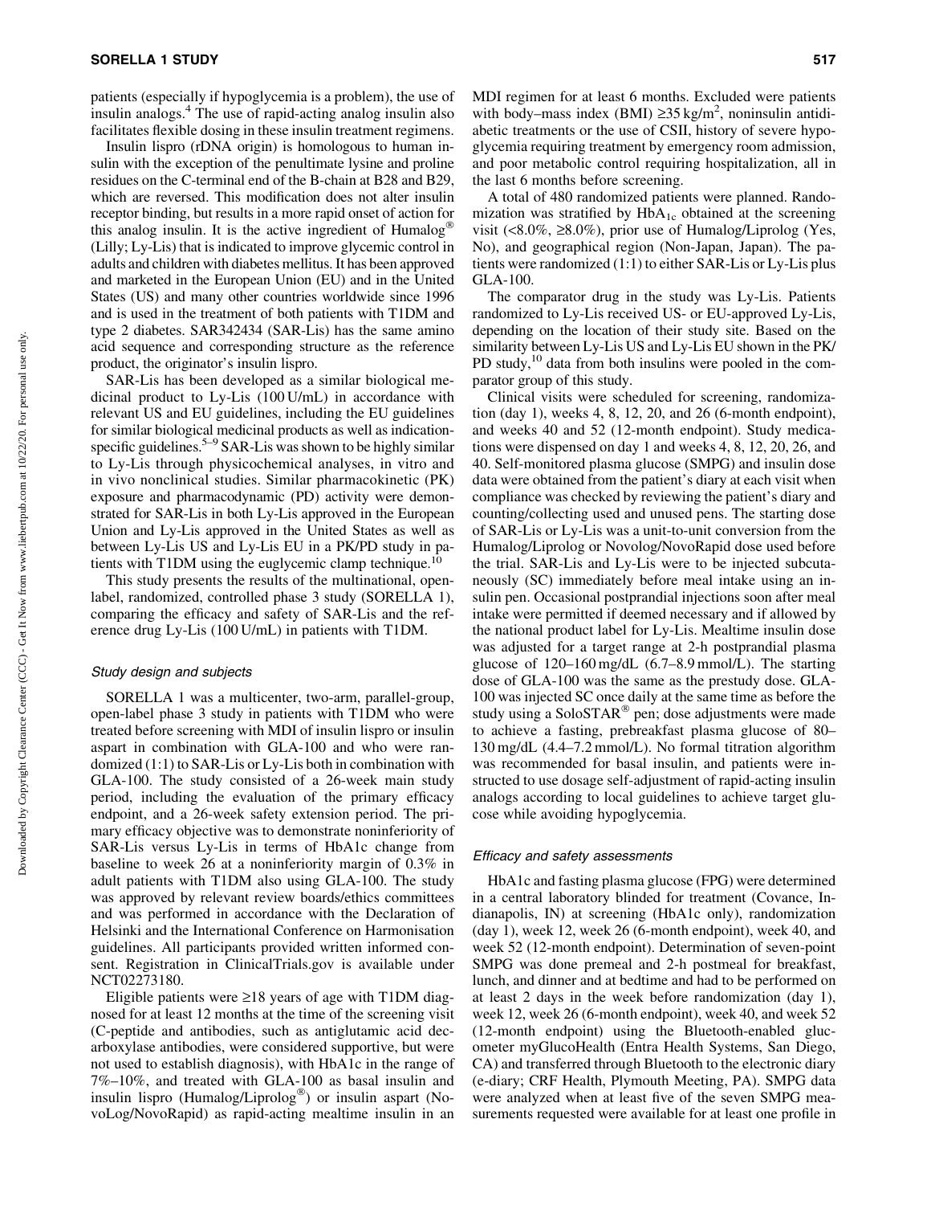patients (especially if hypoglycemia is a problem), the use of insulin analogs.[4] The use of rapid-acting analog insulin also facilitates flexible dosing in these insulin treatment regimens.

Insulin lispro (rDNA origin) is homologous to human insulin with the exception of the penultimate lysine and proline residues on the C-terminal end of the B-chain at B28 and B29, which are reversed. This modification does not alter insulin receptor binding, but results in a more rapid onset of action for this analog insulin. It is the active ingredient of Humalog® (Lilly; Ly-Lis) that is indicated to improve glycemic control in adults and children with diabetes mellitus. It has been approved and marketed in the European Union (EU) and in the United States (US) and many other countries worldwide since 1996 and is used in the treatment of both patients with T1DM and type 2 diabetes. SAR342434 (SAR-Lis) has the same amino acid sequence and corresponding structure as the reference product, the originator's insulin lispro.

SAR-Lis has been developed as a similar biological medicinal product to Ly-Lis (100 U/mL) in accordance with relevant US and EU guidelines, including the EU guidelines for similar biological medicinal products as well as indication-specific guidelines.[5–9] SAR-Lis was shown to be highly similar to Ly-Lis through physicochemical analyses, in vitro and in vivo nonclinical studies. Similar pharmacokinetic (PK) exposure and pharmacodynamic (PD) activity were demonstrated for SAR-Lis in both Ly-Lis approved in the European Union and Ly-Lis approved in the United States as well as between Ly-Lis US and Ly-Lis EU in a PK/PD study in patients with T1DM using the euglycemic clamp technique.[10]

This study presents the results of the multinational, open-label, randomized, controlled phase 3 study (SORELLA 1), comparing the efficacy and safety of SAR-Lis and the reference drug Ly-Lis (100 U/mL) in patients with T1DM.

### *Study design and subjects*

SORELLA 1 was a multicenter, two-arm, parallel-group, open-label phase 3 study in patients with T1DM who were treated before screening with MDI of insulin lispro or insulin aspart in combination with GLA-100 and who were randomized (1:1) to SAR-Lis or Ly-Lis both in combination with GLA-100. The study consisted of a 26-week main study period, including the evaluation of the primary efficacy endpoint, and a 26-week safety extension period. The primary efficacy objective was to demonstrate noninferiority of SAR-Lis versus Ly-Lis in terms of HbA1c change from baseline to week 26 at a noninferiority margin of 0.3% in adult patients with T1DM also using GLA-100. The study was approved by relevant review boards/ethics committees and was performed in accordance with the Declaration of Helsinki and the International Conference on Harmonisation guidelines. All participants provided written informed consent. Registration in ClinicalTrials.gov is available under NCT02273180.

Eligible patients were ≥18 years of age with T1DM diagnosed for at least 12 months at the time of the screening visit (C-peptide and antibodies, such as antiglutamic acid decarboxylase antibodies, were considered supportive, but were not used to establish diagnosis), with HbA1c in the range of 7%–10%, and treated with GLA-100 as basal insulin and insulin lispro (Humalog/Liprolog®) or insulin aspart (NovoLog/NovoRapid) as rapid-acting mealtime insulin in an MDI regimen for at least 6 months. Excluded were patients with body–mass index (BMI) ≥35 kg/m$^2$, noninsulin antidiabetic treatments or the use of CSII, history of severe hypoglycemia requiring treatment by emergency room admission, and poor metabolic control requiring hospitalization, all in the last 6 months before screening.

A total of 480 randomized patients were planned. Randomization was stratified by $HbA_{1c}$ obtained at the screening visit (<8.0%, ≥8.0%), prior use of Humalog/Liprolog (Yes, No), and geographical region (Non-Japan, Japan). The patients were randomized (1:1) to either SAR-Lis or Ly-Lis plus GLA-100.

The comparator drug in the study was Ly-Lis. Patients randomized to Ly-Lis received US- or EU-approved Ly-Lis, depending on the location of their study site. Based on the similarity between Ly-Lis US and Ly-Lis EU shown in the PK/PD study,[10] data from both insulins were pooled in the comparator group of this study.

Clinical visits were scheduled for screening, randomization (day 1), weeks 4, 8, 12, 20, and 26 (6-month endpoint), and weeks 40 and 52 (12-month endpoint). Study medications were dispensed on day 1 and weeks 4, 8, 12, 20, 26, and 40. Self-monitored plasma glucose (SMPG) and insulin dose data were obtained from the patient's diary at each visit when compliance was checked by reviewing the patient's diary and counting/collecting used and unused pens. The starting dose of SAR-Lis or Ly-Lis was a unit-to-unit conversion from the Humalog/Liprolog or Novolog/NovoRapid dose used before the trial. SAR-Lis and Ly-Lis were to be injected subcutaneously (SC) immediately before meal intake using an insulin pen. Occasional postprandial injections soon after meal intake were permitted if deemed necessary and if allowed by the national product label for Ly-Lis. Mealtime insulin dose was adjusted for a target range at 2-h postprandial plasma glucose of 120–160 mg/dL (6.7–8.9 mmol/L). The starting dose of GLA-100 was the same as the prestudy dose. GLA-100 was injected SC once daily at the same time as before the study using a SoloSTAR® pen; dose adjustments were made to achieve a fasting, prebreakfast plasma glucose of 80–130 mg/dL (4.4–7.2 mmol/L). No formal titration algorithm was recommended for basal insulin, and patients were instructed to use dosage self-adjustment of rapid-acting insulin analogs according to local guidelines to achieve target glucose while avoiding hypoglycemia.

### *Efficacy and safety assessments*

HbA1c and fasting plasma glucose (FPG) were determined in a central laboratory blinded for treatment (Covance, Indianapolis, IN) at screening (HbA1c only), randomization (day 1), week 12, week 26 (6-month endpoint), week 40, and week 52 (12-month endpoint). Determination of seven-point SMPG was done premeal and 2-h postmeal for breakfast, lunch, and dinner and at bedtime and had to be performed on at least 2 days in the week before randomization (day 1), week 12, week 26 (6-month endpoint), week 40, and week 52 (12-month endpoint) using the Bluetooth-enabled glucometer myGlucoHealth (Entra Health Systems, San Diego, CA) and transferred through Bluetooth to the electronic diary (e-diary; CRF Health, Plymouth Meeting, PA). SMPG data were analyzed when at least five of the seven SMPG measurements requested were available for at least one profile in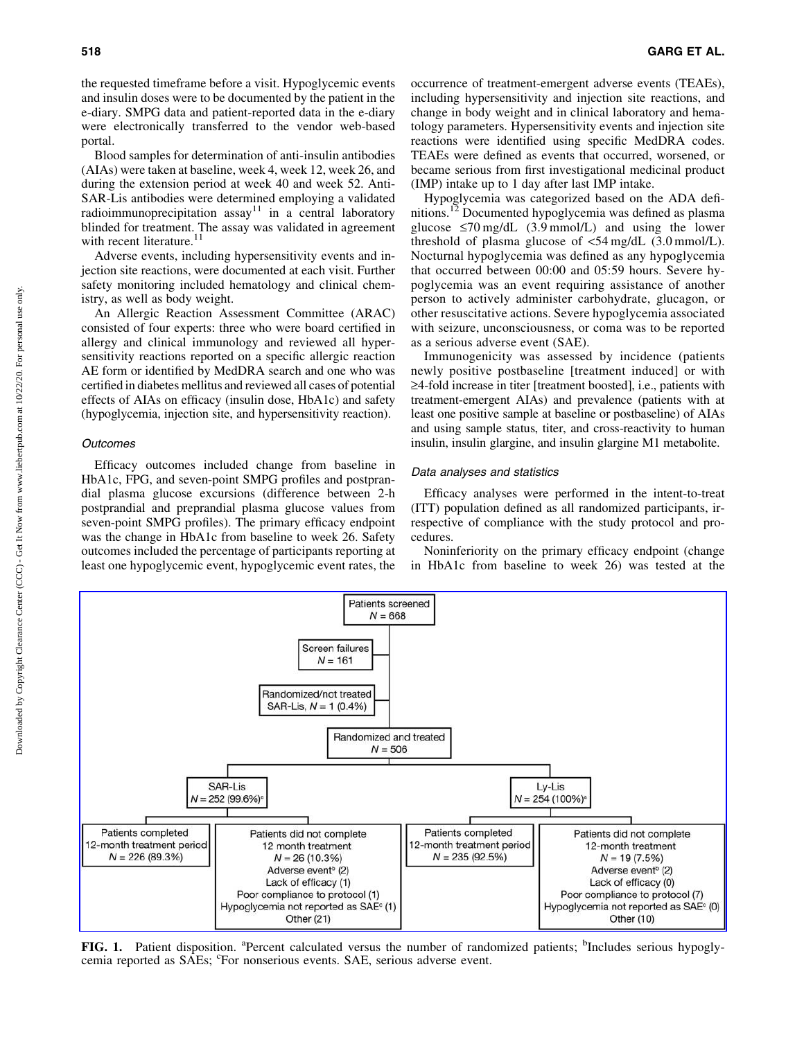the requested timeframe before a visit. Hypoglycemic events and insulin doses were to be documented by the patient in the e-diary. SMPG data and patient-reported data in the e-diary were electronically transferred to the vendor web-based portal.

Blood samples for determination of anti-insulin antibodies (AIAs) were taken at baseline, week 4, week 12, week 26, and during the extension period at week 40 and week 52. Anti-SAR-Lis antibodies were determined employing a validated radioimmunoprecipitation assay[11] in a central laboratory blinded for treatment. The assay was validated in agreement with recent literature.[11]

Adverse events, including hypersensitivity events and injection site reactions, were documented at each visit. Further safety monitoring included hematology and clinical chemistry, as well as body weight.

An Allergic Reaction Assessment Committee (ARAC) consisted of four experts: three who were board certified in allergy and clinical immunology and reviewed all hypersensitivity reactions reported on a specific allergic reaction AE form or identified by MedDRA search and one who was certified in diabetes mellitus and reviewed all cases of potential effects of AIAs on efficacy (insulin dose, HbA1c) and safety (hypoglycemia, injection site, and hypersensitivity reaction).

### *Outcomes*

Efficacy outcomes included change from baseline in HbA1c, FPG, and seven-point SMPG profiles and postprandial plasma glucose excursions (difference between 2-h postprandial and preprandial plasma glucose values from seven-point SMPG profiles). The primary efficacy endpoint was the change in HbA1c from baseline to week 26. Safety outcomes included the percentage of participants reporting at least one hypoglycemic event, hypoglycemic event rates, the occurrence of treatment-emergent adverse events (TEAEs), including hypersensitivity and injection site reactions, and change in body weight and in clinical laboratory and hematology parameters. Hypersensitivity events and injection site reactions were identified using specific MedDRA codes. TEAEs were defined as events that occurred, worsened, or became serious from first investigational medicinal product (IMP) intake up to 1 day after last IMP intake.

Hypoglycemia was categorized based on the ADA definitions.[12] Documented hypoglycemia was defined as plasma glucose ≤70 mg/dL (3.9 mmol/L) and using the lower threshold of plasma glucose of <54 mg/dL (3.0 mmol/L). Nocturnal hypoglycemia was defined as any hypoglycemia that occurred between 00:00 and 05:59 hours. Severe hypoglycemia was an event requiring assistance of another person to actively administer carbohydrate, glucagon, or other resuscitative actions. Severe hypoglycemia associated with seizure, unconsciousness, or coma was to be reported as a serious adverse event (SAE).

Immunogenicity was assessed by incidence (patients newly positive postbaseline [treatment induced] or with ≥4-fold increase in titer [treatment boosted], i.e., patients with treatment-emergent AIAs) and prevalence (patients with at least one positive sample at baseline or postbaseline) of AIAs and using sample status, titer, and cross-reactivity to human insulin, insulin glargine, and insulin glargine M1 metabolite.

### *Data analyses and statistics*

Efficacy analyses were performed in the intent-to-treat (ITT) population defined as all randomized participants, irrespective of compliance with the study protocol and procedures.

Noninferiority on the primary efficacy endpoint (change in HbA1c from baseline to week 26) was tested at the

- Patients screened $N = 668$
  - Screen failures $N = 161$
  - Randomized/not treated SAR-Lis, $N = 1$ (0.4%)
  - Randomized and treated $N = 506$
    - SAR-Lis $N = 252$ (99.6%)[a]
      - Patients completed 12-month treatment period $N = 226$ (89.3%)
      - Patients did not complete 12 month treatment $N = 26$ (10.3%): Adverse event[b] (2); Lack of efficacy (1); Poor compliance to protocol (1); Hypoglycemia not reported as SAE[c] (1); Other (21)
    - Ly-Lis $N = 254$ (100%)[a]
      - Patients completed 12-month treatment period $N = 235$ (92.5%)
      - Patients did not complete 12-month treatment $N = 19$ (7.5%): Adverse event[b] (2); Lack of efficacy (0); Poor compliance to protocol (7); Hypoglycemia not reported as SAE[c] (0); Other (10)

**FIG. 1.** Patient disposition. [a]Percent calculated versus the number of randomized patients; [b]Includes serious hypoglycemia reported as SAEs; [c]For nonserious events. SAE, serious adverse event.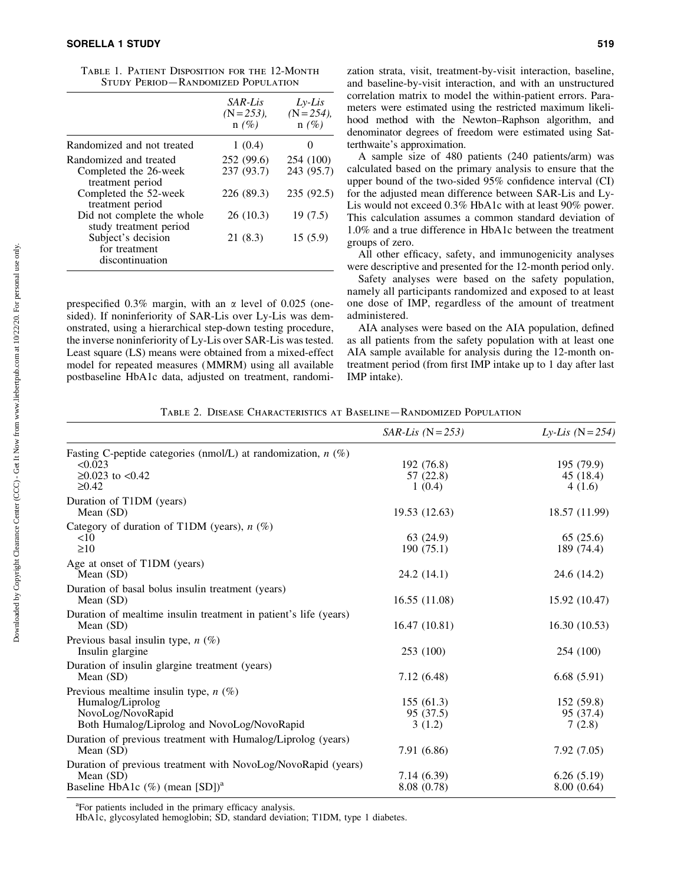Table 1. Patient Disposition for the 12-Month Study Period—Randomized Population

| | *SAR-Lis* (N = 253), n (%) | *Ly-Lis* (N = 254), n (%) |
|---|---|---|
| Randomized and not treated | 1 (0.4) | 0 |
| Randomized and treated | 252 (99.6) | 254 (100) |
| Completed the 26-week treatment period | 237 (93.7) | 243 (95.7) |
| Completed the 52-week treatment period | 226 (89.3) | 235 (92.5) |
| Did not complete the whole study treatment period | 26 (10.3) | 19 (7.5) |
| Subject's decision for treatment discontinuation | 21 (8.3) | 15 (5.9) |

prespecified 0.3% margin, with an $\alpha$ level of 0.025 (one-sided). If noninferiority of SAR-Lis over Ly-Lis was demonstrated, using a hierarchical step-down testing procedure, the inverse noninferiority of Ly-Lis over SAR-Lis was tested. Least square (LS) means were obtained from a mixed-effect model for repeated measures (MMRM) using all available postbaseline HbA1c data, adjusted on treatment, randomization strata, visit, treatment-by-visit interaction, baseline, and baseline-by-visit interaction, and with an unstructured correlation matrix to model the within-patient errors. Parameters were estimated using the restricted maximum likelihood method with the Newton–Raphson algorithm, and denominator degrees of freedom were estimated using Satterthwaite's approximation.

A sample size of 480 patients (240 patients/arm) was calculated based on the primary analysis to ensure that the upper bound of the two-sided 95% confidence interval (CI) for the adjusted mean difference between SAR-Lis and Ly-Lis would not exceed 0.3% HbA1c with at least 90% power. This calculation assumes a common standard deviation of 1.0% and a true difference in HbA1c between the treatment groups of zero.

All other efficacy, safety, and immunogenicity analyses were descriptive and presented for the 12-month period only.

Safety analyses were based on the safety population, namely all participants randomized and exposed to at least one dose of IMP, regardless of the amount of treatment administered.

AIA analyses were based on the AIA population, defined as all patients from the safety population with at least one AIA sample available for analysis during the 12-month on-treatment period (from first IMP intake up to 1 day after last IMP intake).

Table 2. Disease Characteristics at Baseline—Randomized Population

| | *SAR-Lis* (N = 253) | *Ly-Lis* (N = 254) |
|---|---|---|
| Fasting C-peptide categories (nmol/L) at randomization, *n* (%) | | |
| <0.023 | 192 (76.8) | 195 (79.9) |
| ≥0.023 to <0.42 | 57 (22.8) | 45 (18.4) |
| ≥0.42 | 1 (0.4) | 4 (1.6) |
| Duration of T1DM (years) | | |
| Mean (SD) | 19.53 (12.63) | 18.57 (11.99) |
| Category of duration of T1DM (years), *n* (%) | | |
| <10 | 63 (24.9) | 65 (25.6) |
| ≥10 | 190 (75.1) | 189 (74.4) |
| Age at onset of T1DM (years) | | |
| Mean (SD) | 24.2 (14.1) | 24.6 (14.2) |
| Duration of basal bolus insulin treatment (years) | | |
| Mean (SD) | 16.55 (11.08) | 15.92 (10.47) |
| Duration of mealtime insulin treatment in patient's life (years) | | |
| Mean (SD) | 16.47 (10.81) | 16.30 (10.53) |
| Previous basal insulin type, *n* (%) | | |
| Insulin glargine | 253 (100) | 254 (100) |
| Duration of insulin glargine treatment (years) | | |
| Mean (SD) | 7.12 (6.48) | 6.68 (5.91) |
| Previous mealtime insulin type, *n* (%) | | |
| Humalog/Liprolog | 155 (61.3) | 152 (59.8) |
| NovoLog/NovoRapid | 95 (37.5) | 95 (37.4) |
| Both Humalog/Liprolog and NovoLog/NovoRapid | 3 (1.2) | 7 (2.8) |
| Duration of previous treatment with Humalog/Liprolog (years) | | |
| Mean (SD) | 7.91 (6.86) | 7.92 (7.05) |
| Duration of previous treatment with NovoLog/NovoRapid (years) | | |
| Mean (SD) | 7.14 (6.39) | 6.26 (5.19) |
| Baseline HbA1c (%) (mean [SD])[a] | 8.08 (0.78) | 8.00 (0.64) |

[a]For patients included in the primary efficacy analysis.

HbA1c, glycosylated hemoglobin; SD, standard deviation; T1DM, type 1 diabetes.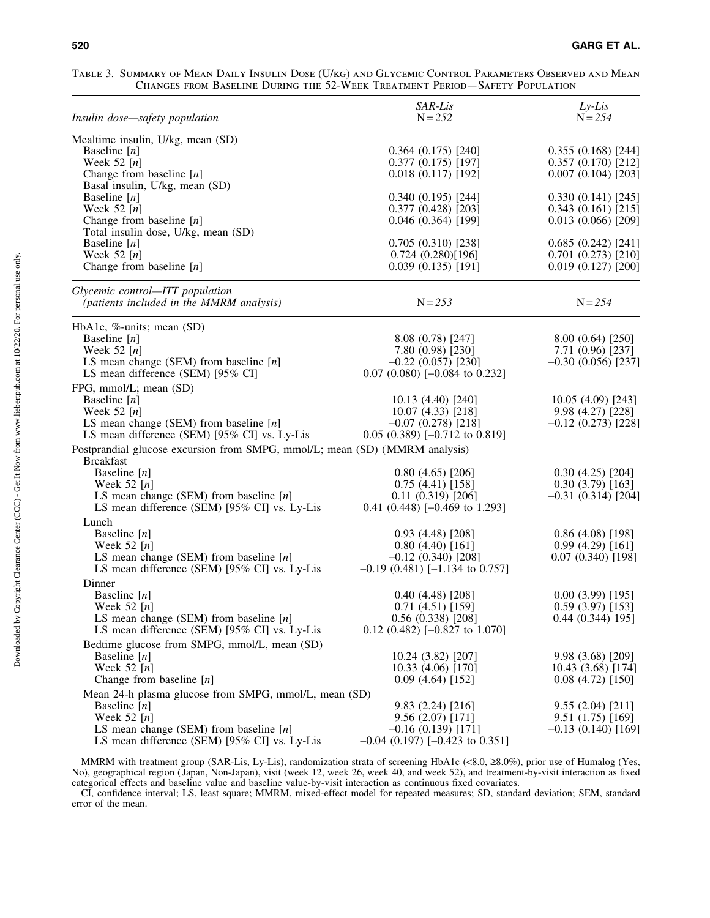Table 3. Summary of Mean Daily Insulin Dose (U/kg) and Glycemic Control Parameters Observed and Mean Changes from Baseline During the 52-Week Treatment Period—Safety Population

| *Insulin dose—safety population* | *SAR-Lis* N = *252* | *Ly-Lis* N = *254* |
|---|---|---|
| Mealtime insulin, U/kg, mean (SD) | | |
| Baseline [*n*] | 0.364 (0.175) [240] | 0.355 (0.168) [244] |
| Week 52 [*n*] | 0.377 (0.175) [197] | 0.357 (0.170) [212] |
| Change from baseline [*n*] | 0.018 (0.117) [192] | 0.007 (0.104) [203] |
| Basal insulin, U/kg, mean (SD) | | |
| Baseline [*n*] | 0.340 (0.195) [244] | 0.330 (0.141) [245] |
| Week 52 [*n*] | 0.377 (0.428) [203] | 0.343 (0.161) [215] |
| Change from baseline [*n*] | 0.046 (0.364) [199] | 0.013 (0.066) [209] |
| Total insulin dose, U/kg, mean (SD) | | |
| Baseline [*n*] | 0.705 (0.310) [238] | 0.685 (0.242) [241] |
| Week 52 [*n*] | 0.724 (0.280)[196] | 0.701 (0.273) [210] |
| Change from baseline [*n*] | 0.039 (0.135) [191] | 0.019 (0.127) [200] |
| *Glycemic control—ITT population (patients included in the MMRM analysis)* | N = *253* | N = *254* |
| HbA1c, %-units; mean (SD) | | |
| Baseline [*n*] | 8.08 (0.78) [247] | 8.00 (0.64) [250] |
| Week 52 [*n*] | 7.80 (0.98) [230] | 7.71 (0.96) [237] |
| LS mean change (SEM) from baseline [*n*] | −0.22 (0.057) [230] | −0.30 (0.056) [237] |
| LS mean difference (SEM) [95% CI] | 0.07 (0.080) [−0.084 to 0.232] | |
| FPG, mmol/L; mean (SD) | | |
| Baseline [*n*] | 10.13 (4.40) [240] | 10.05 (4.09) [243] |
| Week 52 [*n*] | 10.07 (4.33) [218] | 9.98 (4.27) [228] |
| LS mean change (SEM) from baseline [*n*] | −0.07 (0.278) [218] | −0.12 (0.273) [228] |
| LS mean difference (SEM) [95% CI] vs. Ly-Lis | 0.05 (0.389) [−0.712 to 0.819] | |
| Postprandial glucose excursion from SMPG, mmol/L; mean (SD) (MMRM analysis) | | |
| Breakfast | | |
| Baseline [*n*] | 0.80 (4.65) [206] | 0.30 (4.25) [204] |
| Week 52 [*n*] | 0.75 (4.41) [158] | 0.30 (3.79) [163] |
| LS mean change (SEM) from baseline [*n*] | 0.11 (0.319) [206] | −0.31 (0.314) [204] |
| LS mean difference (SEM) [95% CI] vs. Ly-Lis | 0.41 (0.448) [−0.469 to 1.293] | |
| Lunch | | |
| Baseline [*n*] | 0.93 (4.48) [208] | 0.86 (4.08) [198] |
| Week 52 [*n*] | 0.80 (4.40) [161] | 0.99 (4.29) [161] |
| LS mean change (SEM) from baseline [*n*] | −0.12 (0.340) [208] | 0.07 (0.340) [198] |
| LS mean difference (SEM) [95% CI] vs. Ly-Lis | −0.19 (0.481) [−1.134 to 0.757] | |
| Dinner | | |
| Baseline [*n*] | 0.40 (4.48) [208] | 0.00 (3.99) [195] |
| Week 52 [*n*] | 0.71 (4.51) [159] | 0.59 (3.97) [153] |
| LS mean change (SEM) from baseline [*n*] | 0.56 (0.338) [208] | 0.44 (0.344) 195] |
| LS mean difference (SEM) [95% CI] vs. Ly-Lis | 0.12 (0.482) [−0.827 to 1.070] | |
| Bedtime glucose from SMPG, mmol/L, mean (SD) | | |
| Baseline [*n*] | 10.24 (3.82) [207] | 9.98 (3.68) [209] |
| Week 52 [*n*] | 10.33 (4.06) [170] | 10.43 (3.68) [174] |
| Change from baseline [*n*] | 0.09 (4.64) [152] | 0.08 (4.72) [150] |
| Mean 24-h plasma glucose from SMPG, mmol/L, mean (SD) | | |
| Baseline [*n*] | 9.83 (2.24) [216] | 9.55 (2.04) [211] |
| Week 52 [*n*] | 9.56 (2.07) [171] | 9.51 (1.75) [169] |
| LS mean change (SEM) from baseline [*n*] | −0.16 (0.139) [171] | −0.13 (0.140) [169] |
| LS mean difference (SEM) [95% CI] vs. Ly-Lis | −0.04 (0.197) [−0.423 to 0.351] | |

MMRM with treatment group (SAR-Lis, Ly-Lis), randomization strata of screening HbA1c (<8.0, ≥8.0%), prior use of Humalog (Yes, No), geographical region (Japan, Non-Japan), visit (week 12, week 26, week 40, and week 52), and treatment-by-visit interaction as fixed categorical effects and baseline value and baseline value-by-visit interaction as continuous fixed covariates.

CI, confidence interval; LS, least square; MMRM, mixed-effect model for repeated measures; SD, standard deviation; SEM, standard error of the mean.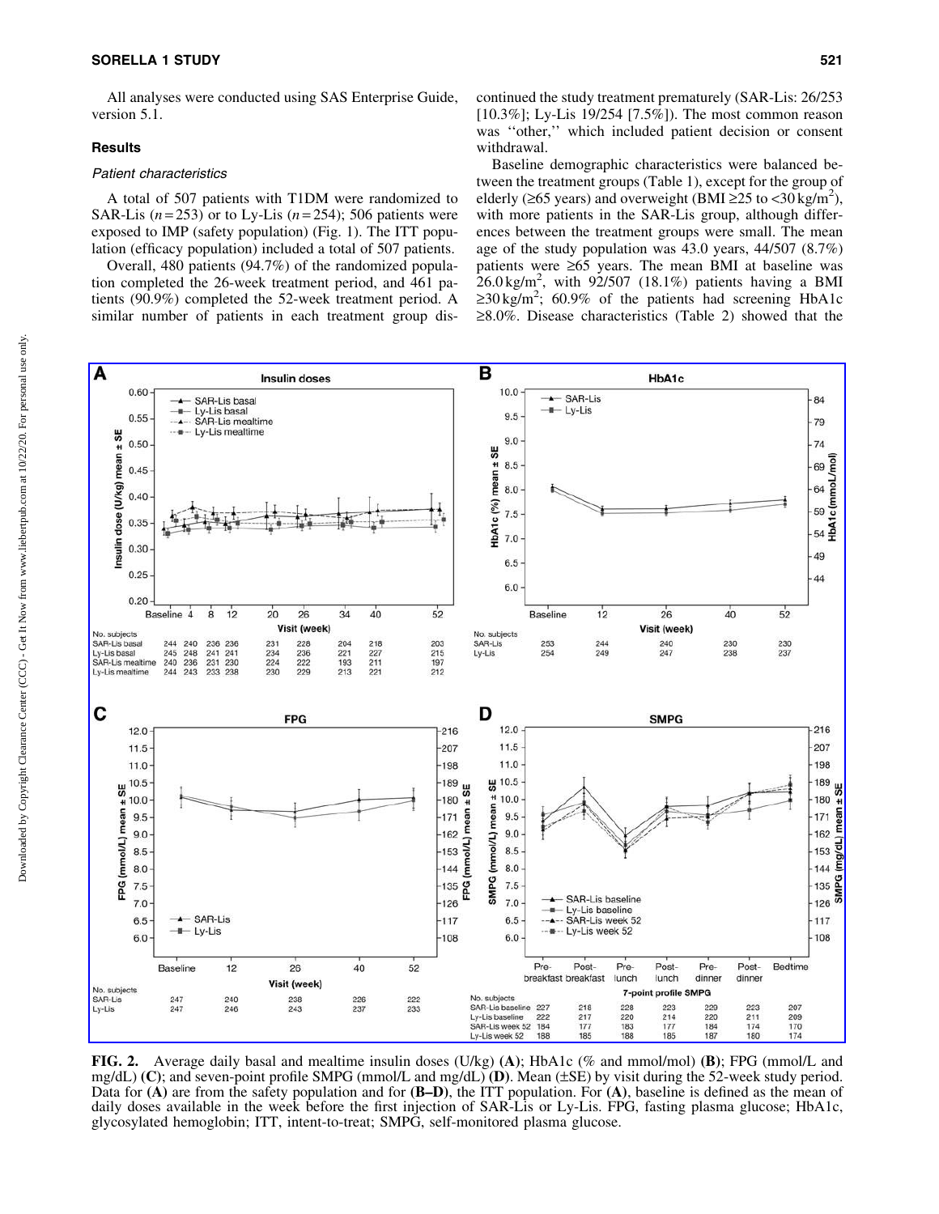All analyses were conducted using SAS Enterprise Guide, version 5.1.

## Results

### *Patient characteristics*

A total of 507 patients with T1DM were randomized to SAR-Lis ($n = 253$) or to Ly-Lis ($n = 254$); 506 patients were exposed to IMP (safety population) (Fig. 1). The ITT population (efficacy population) included a total of 507 patients.

Overall, 480 patients (94.7%) of the randomized population completed the 26-week treatment period, and 461 patients (90.9%) completed the 52-week treatment period. A similar number of patients in each treatment group discontinued the study treatment prematurely (SAR-Lis: 26/253 [10.3%]; Ly-Lis 19/254 [7.5%]). The most common reason was ''other,'' which included patient decision or consent withdrawal.

Baseline demographic characteristics were balanced between the treatment groups (Table 1), except for the group of elderly (≥65 years) and overweight (BMI ≥25 to <30 kg/m$^2$), with more patients in the SAR-Lis group, although differences between the treatment groups were small. The mean age of the study population was 43.0 years, 44/507 (8.7%) patients were ≥65 years. The mean BMI at baseline was 26.0 kg/m$^2$, with 92/507 (18.1%) patients having a BMI ≥30 kg/m$^2$; 60.9% of the patients had screening HbA1c ≥8.0%. Disease characteristics (Table 2) showed that the

**FIG. 2.** Average daily basal and mealtime insulin doses (U/kg) **(A)**; HbA1c (% and mmol/mol) **(B)**; FPG (mmol/L and mg/dL) **(C)**; and seven-point profile SMPG (mmol/L and mg/dL) **(D)**. Mean (±SE) by visit during the 52-week study period. Data for **(A)** are from the safety population and for **(B–D)**, the ITT population. For **(A)**, baseline is defined as the mean of daily doses available in the week before the first injection of SAR-Lis or Ly-Lis. FPG, fasting plasma glucose; HbA1c, glycosylated hemoglobin; ITT, intent-to-treat; SMPG, self-monitored plasma glucose.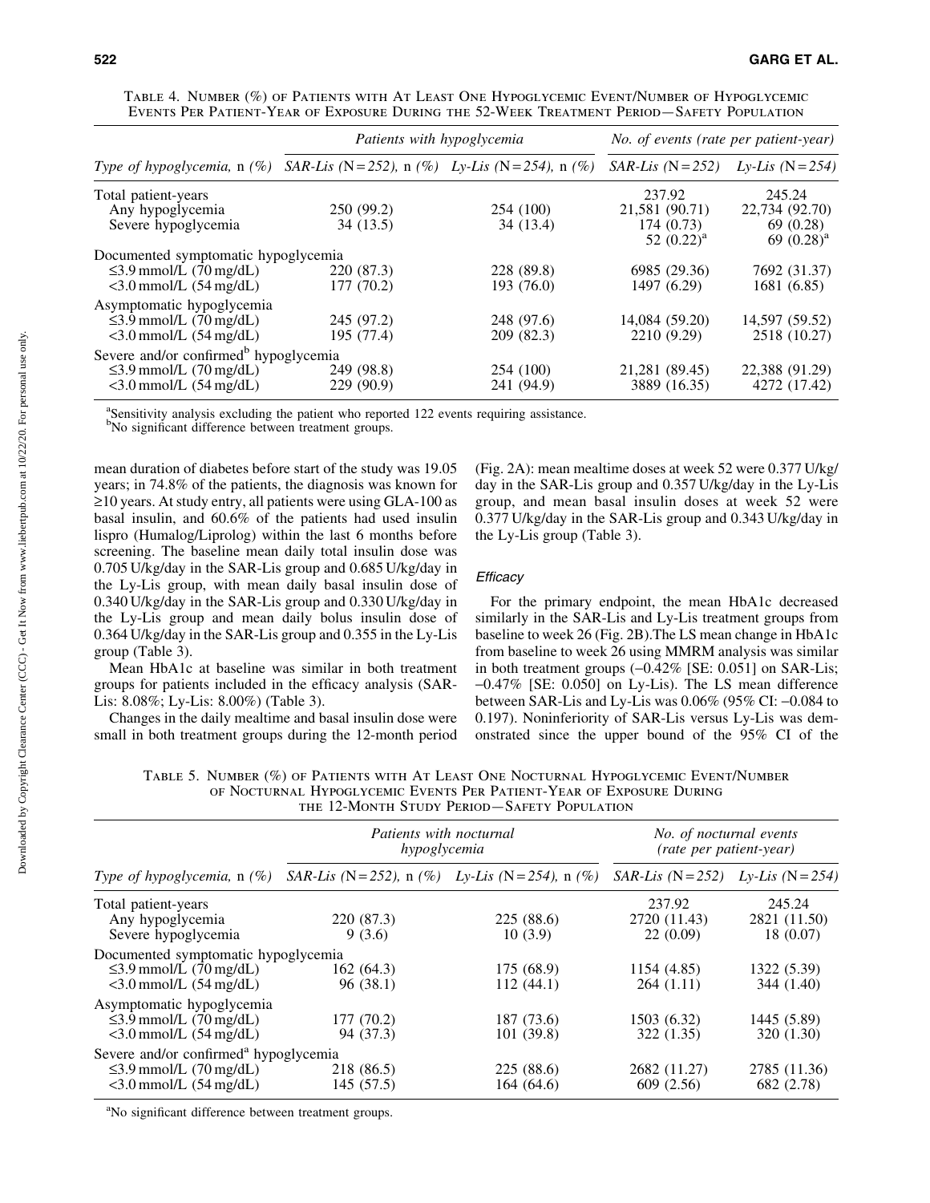Table 4. Number (%) of Patients with At Least One Hypoglycemic Event/Number of Hypoglycemic Events Per Patient-Year of Exposure During the 52-Week Treatment Period—Safety Population

| | *Patients with hypoglycemia* | | *No. of events (rate per patient-year)* | |
|---|---|---|---|---|
| *Type of hypoglycemia, n (%)* | *SAR-Lis (N=252), n (%)* | *Ly-Lis (N=254), n (%)* | *SAR-Lis (N=252)* | *Ly-Lis (N=254)* |
| Total patient-years | | | 237.92 | 245.24 |
| Any hypoglycemia | 250 (99.2) | 254 (100) | 21,581 (90.71) | 22,734 (92.70) |
| Severe hypoglycemia | 34 (13.5) | 34 (13.4) | 174 (0.73) 52 (0.22)[a] | 69 (0.28) 69 (0.28)[a] |
| Documented symptomatic hypoglycemia | | | | |
| ≤3.9 mmol/L (70 mg/dL) | 220 (87.3) | 228 (89.8) | 6985 (29.36) | 7692 (31.37) |
| <3.0 mmol/L (54 mg/dL) | 177 (70.2) | 193 (76.0) | 1497 (6.29) | 1681 (6.85) |
| Asymptomatic hypoglycemia | | | | |
| ≤3.9 mmol/L (70 mg/dL) | 245 (97.2) | 248 (97.6) | 14,084 (59.20) | 14,597 (59.52) |
| <3.0 mmol/L (54 mg/dL) | 195 (77.4) | 209 (82.3) | 2210 (9.29) | 2518 (10.27) |
| Severe and/or confirmed[b] hypoglycemia | | | | |
| ≤3.9 mmol/L (70 mg/dL) | 249 (98.8) | 254 (100) | 21,281 (89.45) | 22,388 (91.29) |
| <3.0 mmol/L (54 mg/dL) | 229 (90.9) | 241 (94.9) | 3889 (16.35) | 4272 (17.42) |

[a]Sensitivity analysis excluding the patient who reported 122 events requiring assistance.
[b]No significant difference between treatment groups.

mean duration of diabetes before start of the study was 19.05 years; in 74.8% of the patients, the diagnosis was known for ≥10 years. At study entry, all patients were using GLA-100 as basal insulin, and 60.6% of the patients had used insulin lispro (Humalog/Liprolog) within the last 6 months before screening. The baseline mean daily total insulin dose was 0.705 U/kg/day in the SAR-Lis group and 0.685 U/kg/day in the Ly-Lis group, with mean daily basal insulin dose of 0.340 U/kg/day in the SAR-Lis group and 0.330 U/kg/day in the Ly-Lis group and mean daily bolus insulin dose of 0.364 U/kg/day in the SAR-Lis group and 0.355 in the Ly-Lis group (Table 3).

Mean HbA1c at baseline was similar in both treatment groups for patients included in the efficacy analysis (SAR-Lis: 8.08%; Ly-Lis: 8.00%) (Table 3).

Changes in the daily mealtime and basal insulin dose were small in both treatment groups during the 12-month period (Fig. 2A): mean mealtime doses at week 52 were 0.377 U/kg/day in the SAR-Lis group and 0.357 U/kg/day in the Ly-Lis group, and mean basal insulin doses at week 52 were 0.377 U/kg/day in the SAR-Lis group and 0.343 U/kg/day in the Ly-Lis group (Table 3).

### *Efficacy*

For the primary endpoint, the mean HbA1c decreased similarly in the SAR-Lis and Ly-Lis treatment groups from baseline to week 26 (Fig. 2B).The LS mean change in HbA1c from baseline to week 26 using MMRM analysis was similar in both treatment groups (−0.42% [SE: 0.051] on SAR-Lis; −0.47% [SE: 0.050] on Ly-Lis). The LS mean difference between SAR-Lis and Ly-Lis was 0.06% (95% CI: −0.084 to 0.197). Noninferiority of SAR-Lis versus Ly-Lis was demonstrated since the upper bound of the 95% CI of the

Table 5. Number (%) of Patients with At Least One Nocturnal Hypoglycemic Event/Number of Nocturnal Hypoglycemic Events Per Patient-Year of Exposure During the 12-Month Study Period—Safety Population

| | *Patients with nocturnal hypoglycemia* | | *No. of nocturnal events (rate per patient-year)* | |
|---|---|---|---|---|
| *Type of hypoglycemia, n (%)* | *SAR-Lis (N=252), n (%)* | *Ly-Lis (N=254), n (%)* | *SAR-Lis (N=252)* | *Ly-Lis (N=254)* |
| Total patient-years | | | 237.92 | 245.24 |
| Any hypoglycemia | 220 (87.3) | 225 (88.6) | 2720 (11.43) | 2821 (11.50) |
| Severe hypoglycemia | 9 (3.6) | 10 (3.9) | 22 (0.09) | 18 (0.07) |
| Documented symptomatic hypoglycemia | | | | |
| ≤3.9 mmol/L (70 mg/dL) | 162 (64.3) | 175 (68.9) | 1154 (4.85) | 1322 (5.39) |
| <3.0 mmol/L (54 mg/dL) | 96 (38.1) | 112 (44.1) | 264 (1.11) | 344 (1.40) |
| Asymptomatic hypoglycemia | | | | |
| ≤3.9 mmol/L (70 mg/dL) | 177 (70.2) | 187 (73.6) | 1503 (6.32) | 1445 (5.89) |
| <3.0 mmol/L (54 mg/dL) | 94 (37.3) | 101 (39.8) | 322 (1.35) | 320 (1.30) |
| Severe and/or confirmed[a] hypoglycemia | | | | |
| ≤3.9 mmol/L (70 mg/dL) | 218 (86.5) | 225 (88.6) | 2682 (11.27) | 2785 (11.36) |
| <3.0 mmol/L (54 mg/dL) | 145 (57.5) | 164 (64.6) | 609 (2.56) | 682 (2.78) |

[a]No significant difference between treatment groups.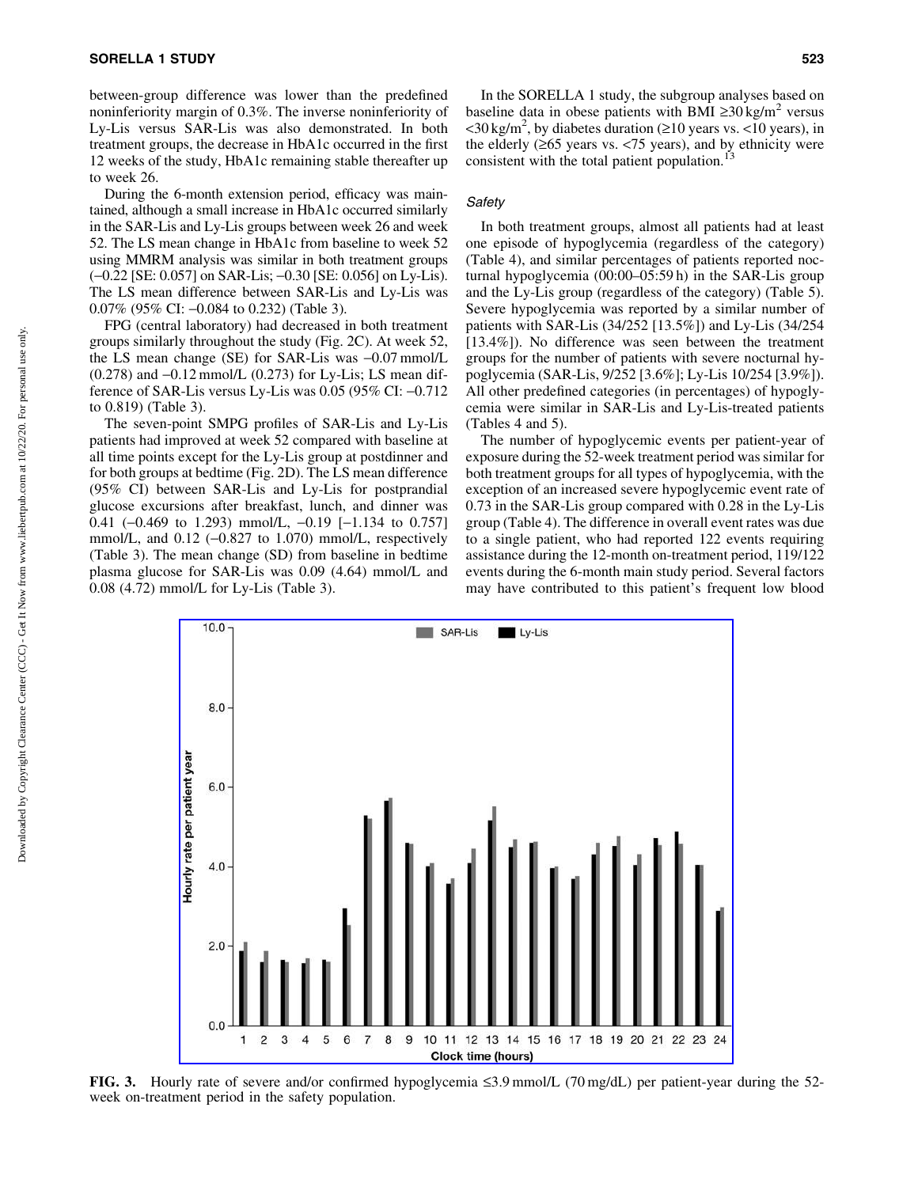between-group difference was lower than the predefined noninferiority margin of 0.3%. The inverse noninferiority of Ly-Lis versus SAR-Lis was also demonstrated. In both treatment groups, the decrease in HbA1c occurred in the first 12 weeks of the study, HbA1c remaining stable thereafter up to week 26.

During the 6-month extension period, efficacy was maintained, although a small increase in HbA1c occurred similarly in the SAR-Lis and Ly-Lis groups between week 26 and week 52. The LS mean change in HbA1c from baseline to week 52 using MMRM analysis was similar in both treatment groups (−0.22 [SE: 0.057] on SAR-Lis; −0.30 [SE: 0.056] on Ly-Lis). The LS mean difference between SAR-Lis and Ly-Lis was 0.07% (95% CI: −0.084 to 0.232) (Table 3).

FPG (central laboratory) had decreased in both treatment groups similarly throughout the study (Fig. 2C). At week 52, the LS mean change (SE) for SAR-Lis was −0.07 mmol/L (0.278) and −0.12 mmol/L (0.273) for Ly-Lis; LS mean difference of SAR-Lis versus Ly-Lis was 0.05 (95% CI: −0.712 to 0.819) (Table 3).

The seven-point SMPG profiles of SAR-Lis and Ly-Lis patients had improved at week 52 compared with baseline at all time points except for the Ly-Lis group at postdinner and for both groups at bedtime (Fig. 2D). The LS mean difference (95% CI) between SAR-Lis and Ly-Lis for postprandial glucose excursions after breakfast, lunch, and dinner was 0.41 (−0.469 to 1.293) mmol/L, −0.19 [−1.134 to 0.757] mmol/L, and 0.12 (−0.827 to 1.070) mmol/L, respectively (Table 3). The mean change (SD) from baseline in bedtime plasma glucose for SAR-Lis was 0.09 (4.64) mmol/L and 0.08 (4.72) mmol/L for Ly-Lis (Table 3).

In the SORELLA 1 study, the subgroup analyses based on baseline data in obese patients with BMI ≥30 kg/m$^2$ versus <30 kg/m$^2$, by diabetes duration (≥10 years vs. <10 years), in the elderly (≥65 years vs. <75 years), and by ethnicity were consistent with the total patient population.[13]

### *Safety*

In both treatment groups, almost all patients had at least one episode of hypoglycemia (regardless of the category) (Table 4), and similar percentages of patients reported nocturnal hypoglycemia (00:00–05:59 h) in the SAR-Lis group and the Ly-Lis group (regardless of the category) (Table 5). Severe hypoglycemia was reported by a similar number of patients with SAR-Lis (34/252 [13.5%]) and Ly-Lis (34/254 [13.4%]). No difference was seen between the treatment groups for the number of patients with severe nocturnal hypoglycemia (SAR-Lis, 9/252 [3.6%]; Ly-Lis 10/254 [3.9%]). All other predefined categories (in percentages) of hypoglycemia were similar in SAR-Lis and Ly-Lis-treated patients (Tables 4 and 5).

The number of hypoglycemic events per patient-year of exposure during the 52-week treatment period was similar for both treatment groups for all types of hypoglycemia, with the exception of an increased severe hypoglycemic event rate of 0.73 in the SAR-Lis group compared with 0.28 in the Ly-Lis group (Table 4). The difference in overall event rates was due to a single patient, who had reported 122 events requiring assistance during the 12-month on-treatment period, 119/122 events during the 6-month main study period. Several factors may have contributed to this patient's frequent low blood

**FIG. 3.** Hourly rate of severe and/or confirmed hypoglycemia ≤3.9 mmol/L (70 mg/dL) per patient-year during the 52-week on-treatment period in the safety population.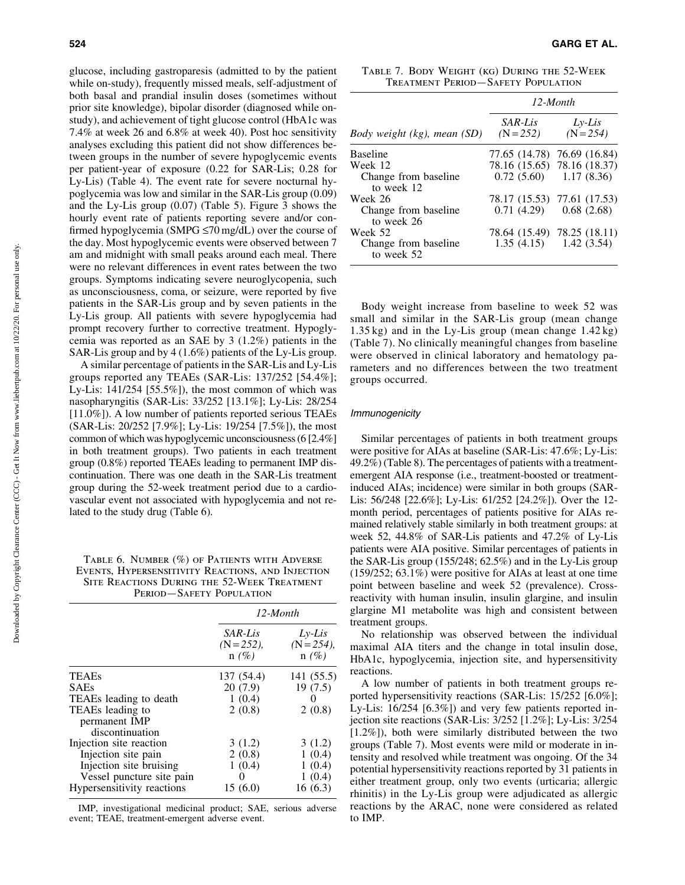glucose, including gastroparesis (admitted to by the patient while on-study), frequently missed meals, self-adjustment of both basal and prandial insulin doses (sometimes without prior site knowledge), bipolar disorder (diagnosed while on-study), and achievement of tight glucose control (HbA1c was 7.4% at week 26 and 6.8% at week 40). Post hoc sensitivity analyses excluding this patient did not show differences between groups in the number of severe hypoglycemic events per patient-year of exposure (0.22 for SAR-Lis; 0.28 for Ly-Lis) (Table 4). The event rate for severe nocturnal hypoglycemia was low and similar in the SAR-Lis group (0.09) and the Ly-Lis group (0.07) (Table 5). Figure 3 shows the hourly event rate of patients reporting severe and/or confirmed hypoglycemia (SMPG ≤70 mg/dL) over the course of the day. Most hypoglycemic events were observed between 7 am and midnight with small peaks around each meal. There were no relevant differences in event rates between the two groups. Symptoms indicating severe neuroglycopenia, such as unconsciousness, coma, or seizure, were reported by five patients in the SAR-Lis group and by seven patients in the Ly-Lis group. All patients with severe hypoglycemia had prompt recovery further to corrective treatment. Hypoglycemia was reported as an SAE by 3 (1.2%) patients in the SAR-Lis group and by 4 (1.6%) patients of the Ly-Lis group.

A similar percentage of patients in the SAR-Lis and Ly-Lis groups reported any TEAEs (SAR-Lis: 137/252 [54.4%]; Ly-Lis: 141/254 [55.5%]), the most common of which was nasopharyngitis (SAR-Lis: 33/252 [13.1%]; Ly-Lis: 28/254 [11.0%]). A low number of patients reported serious TEAEs (SAR-Lis: 20/252 [7.9%]; Ly-Lis: 19/254 [7.5%]), the most common of which was hypoglycemic unconsciousness (6 [2.4%] in both treatment groups). Two patients in each treatment group (0.8%) reported TEAEs leading to permanent IMP discontinuation. There was one death in the SAR-Lis treatment group during the 52-week treatment period due to a cardiovascular event not associated with hypoglycemia and not related to the study drug (Table 6).

Table 6. Number (%) of Patients with Adverse Events, Hypersensitivity Reactions, and Injection Site Reactions During the 52-Week Treatment Period—Safety Population

| | 12-Month | |
|---|---|---|
| | *SAR-Lis* (N=252), n *(%)* | *Ly-Lis* (N=254), n *(%)* |
| TEAEs | 137 (54.4) | 141 (55.5) |
| SAEs | 20 (7.9) | 19 (7.5) |
| TEAEs leading to death | 1 (0.4) | 0 |
| TEAEs leading to permanent IMP discontinuation | 2 (0.8) | 2 (0.8) |
| Injection site reaction | 3 (1.2) | 3 (1.2) |
| Injection site pain | 2 (0.8) | 1 (0.4) |
| Injection site bruising | 1 (0.4) | 1 (0.4) |
| Vessel puncture site pain | 0 | 1 (0.4) |
| Hypersensitivity reactions | 15 (6.0) | 16 (6.3) |

IMP, investigational medicinal product; SAE, serious adverse event; TEAE, treatment-emergent adverse event.

Table 7. Body Weight (kg) During the 52-Week Treatment Period—Safety Population

| | 12-Month | |
|---|---|---|
| *Body weight (kg), mean (SD)* | *SAR-Lis* (N=252) | *Ly-Lis* (N=254) |
| Baseline | 77.65 (14.78) | 76.69 (16.84) |
| Week 12 | 78.16 (15.65) | 78.16 (18.37) |
| Change from baseline to week 12 | 0.72 (5.60) | 1.17 (8.36) |
| Week 26 | 78.17 (15.53) | 77.61 (17.53) |
| Change from baseline to week 26 | 0.71 (4.29) | 0.68 (2.68) |
| Week 52 | 78.64 (15.49) | 78.25 (18.11) |
| Change from baseline to week 52 | 1.35 (4.15) | 1.42 (3.54) |

Body weight increase from baseline to week 52 was small and similar in the SAR-Lis group (mean change 1.35 kg) and in the Ly-Lis group (mean change 1.42 kg) (Table 7). No clinically meaningful changes from baseline were observed in clinical laboratory and hematology parameters and no differences between the two treatment groups occurred.

### *Immunogenicity*

Similar percentages of patients in both treatment groups were positive for AIAs at baseline (SAR-Lis: 47.6%; Ly-Lis: 49.2%) (Table 8). The percentages of patients with a treatment-emergent AIA response (i.e., treatment-boosted or treatment-induced AIAs; incidence) were similar in both groups (SAR-Lis: 56/248 [22.6%]; Ly-Lis: 61/252 [24.2%]). Over the 12-month period, percentages of patients positive for AIAs remained relatively stable similarly in both treatment groups: at week 52, 44.8% of SAR-Lis patients and 47.2% of Ly-Lis patients were AIA positive. Similar percentages of patients in the SAR-Lis group (155/248; 62.5%) and in the Ly-Lis group (159/252; 63.1%) were positive for AIAs at least at one time point between baseline and week 52 (prevalence). Cross-reactivity with human insulin, insulin glargine, and insulin glargine M1 metabolite was high and consistent between treatment groups.

No relationship was observed between the individual maximal AIA titers and the change in total insulin dose, HbA1c, hypoglycemia, injection site, and hypersensitivity reactions.

A low number of patients in both treatment groups reported hypersensitivity reactions (SAR-Lis: 15/252 [6.0%]; Ly-Lis: 16/254 [6.3%]) and very few patients reported injection site reactions (SAR-Lis: 3/252 [1.2%]; Ly-Lis: 3/254 [1.2%]), both were similarly distributed between the two groups (Table 7). Most events were mild or moderate in intensity and resolved while treatment was ongoing. Of the 34 potential hypersensitivity reactions reported by 31 patients in either treatment group, only two events (urticaria; allergic rhinitis) in the Ly-Lis group were adjudicated as allergic reactions by the ARAC, none were considered as related to IMP.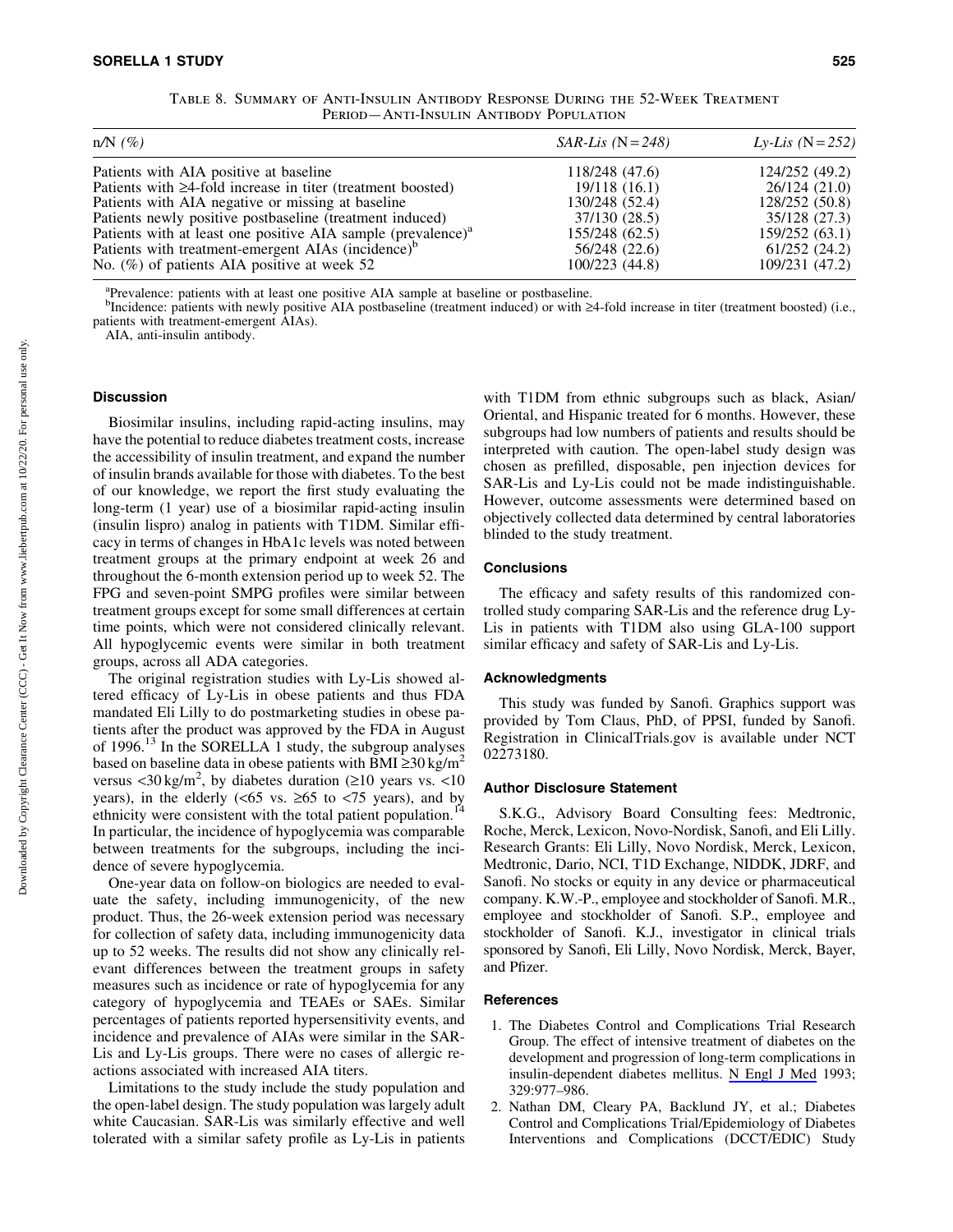Table 8. Summary of Anti-Insulin Antibody Response During the 52-Week Treatment Period—Anti-Insulin Antibody Population

| n/N (%) | SAR-Lis (N=248) | Ly-Lis (N=252) |
|---|---|---|
| Patients with AIA positive at baseline | 118/248 (47.6) | 124/252 (49.2) |
| Patients with ≥4-fold increase in titer (treatment boosted) | 19/118 (16.1) | 26/124 (21.0) |
| Patients with AIA negative or missing at baseline | 130/248 (52.4) | 128/252 (50.8) |
| Patients newly positive postbaseline (treatment induced) | 37/130 (28.5) | 35/128 (27.3) |
| Patients with at least one positive AIA sample (prevalence)[a] | 155/248 (62.5) | 159/252 (63.1) |
| Patients with treatment-emergent AIAs (incidence)[b] | 56/248 (22.6) | 61/252 (24.2) |
| No. (%) of patients AIA positive at week 52 | 100/223 (44.8) | 109/231 (47.2) |

[a]Prevalence: patients with at least one positive AIA sample at baseline or postbaseline.
[b]Incidence: patients with newly positive AIA postbaseline (treatment induced) or with ≥4-fold increase in titer (treatment boosted) (i.e., patients with treatment-emergent AIAs).
AIA, anti-insulin antibody.

### Discussion

Biosimilar insulins, including rapid-acting insulins, may have the potential to reduce diabetes treatment costs, increase the accessibility of insulin treatment, and expand the number of insulin brands available for those with diabetes. To the best of our knowledge, we report the first study evaluating the long-term (1 year) use of a biosimilar rapid-acting insulin (insulin lispro) analog in patients with T1DM. Similar efficacy in terms of changes in HbA1c levels was noted between treatment groups at the primary endpoint at week 26 and throughout the 6-month extension period up to week 52. The FPG and seven-point SMPG profiles were similar between treatment groups except for some small differences at certain time points, which were not considered clinically relevant. All hypoglycemic events were similar in both treatment groups, across all ADA categories.

The original registration studies with Ly-Lis showed altered efficacy of Ly-Lis in obese patients and thus FDA mandated Eli Lilly to do postmarketing studies in obese patients after the product was approved by the FDA in August of 1996.[13] In the SORELLA 1 study, the subgroup analyses based on baseline data in obese patients with BMI ≥30 kg/m$^2$ versus <30 kg/m$^2$, by diabetes duration (≥10 years vs. <10 years), in the elderly (<65 vs. ≥65 to <75 years), and by ethnicity were consistent with the total patient population.[14] In particular, the incidence of hypoglycemia was comparable between treatments for the subgroups, including the incidence of severe hypoglycemia.

One-year data on follow-on biologics are needed to evaluate the safety, including immunogenicity, of the new product. Thus, the 26-week extension period was necessary for collection of safety data, including immunogenicity data up to 52 weeks. The results did not show any clinically relevant differences between the treatment groups in safety measures such as incidence or rate of hypoglycemia for any category of hypoglycemia and TEAEs or SAEs. Similar percentages of patients reported hypersensitivity events, and incidence and prevalence of AIAs were similar in the SAR-Lis and Ly-Lis groups. There were no cases of allergic reactions associated with increased AIA titers.

Limitations to the study include the study population and the open-label design. The study population was largely adult white Caucasian. SAR-Lis was similarly effective and well tolerated with a similar safety profile as Ly-Lis in patients with T1DM from ethnic subgroups such as black, Asian/Oriental, and Hispanic treated for 6 months. However, these subgroups had low numbers of patients and results should be interpreted with caution. The open-label study design was chosen as prefilled, disposable, pen injection devices for SAR-Lis and Ly-Lis could not be made indistinguishable. However, outcome assessments were determined based on objectively collected data determined by central laboratories blinded to the study treatment.

### Conclusions

The efficacy and safety results of this randomized controlled study comparing SAR-Lis and the reference drug Ly-Lis in patients with T1DM also using GLA-100 support similar efficacy and safety of SAR-Lis and Ly-Lis.

### Acknowledgments

This study was funded by Sanofi. Graphics support was provided by Tom Claus, PhD, of PPSI, funded by Sanofi. Registration in ClinicalTrials.gov is available under NCT 02273180.

### Author Disclosure Statement

S.K.G., Advisory Board Consulting fees: Medtronic, Roche, Merck, Lexicon, Novo-Nordisk, Sanofi, and Eli Lilly. Research Grants: Eli Lilly, Novo Nordisk, Merck, Lexicon, Medtronic, Dario, NCI, T1D Exchange, NIDDK, JDRF, and Sanofi. No stocks or equity in any device or pharmaceutical company. K.W.-P., employee and stockholder of Sanofi. M.R., employee and stockholder of Sanofi. S.P., employee and stockholder of Sanofi. K.J., investigator in clinical trials sponsored by Sanofi, Eli Lilly, Novo Nordisk, Merck, Bayer, and Pfizer.

### References

1. The Diabetes Control and Complications Trial Research Group. The effect of intensive treatment of diabetes on the development and progression of long-term complications in insulin-dependent diabetes mellitus. N Engl J Med 1993; 329:977–986.
2. Nathan DM, Cleary PA, Backlund JY, et al.; Diabetes Control and Complications Trial/Epidemiology of Diabetes Interventions and Complications (DCCT/EDIC) Study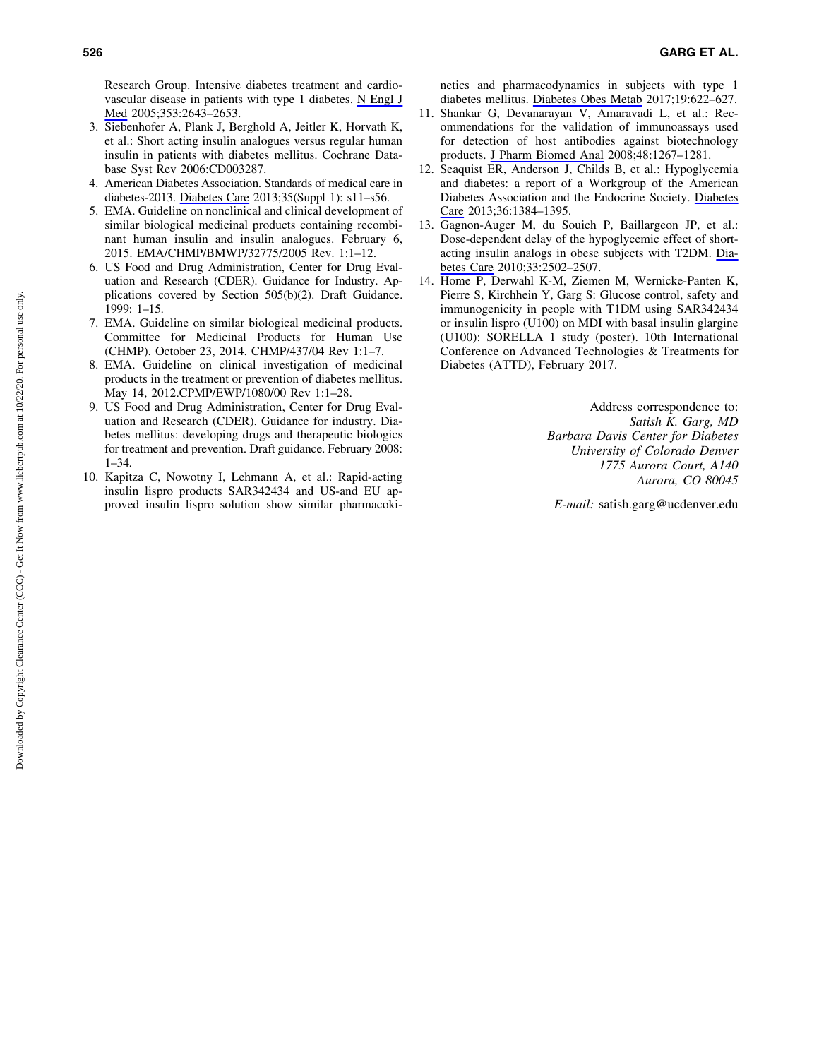Research Group. Intensive diabetes treatment and cardiovascular disease in patients with type 1 diabetes. N Engl J Med 2005;353:2643–2653.

3. Siebenhofer A, Plank J, Berghold A, Jeitler K, Horvath K, et al.: Short acting insulin analogues versus regular human insulin in patients with diabetes mellitus. Cochrane Database Syst Rev 2006:CD003287.
4. American Diabetes Association. Standards of medical care in diabetes-2013. Diabetes Care 2013;35(Suppl 1): s11–s56.
5. EMA. Guideline on nonclinical and clinical development of similar biological medicinal products containing recombinant human insulin and insulin analogues. February 6, 2015. EMA/CHMP/BMWP/32775/2005 Rev. 1:1–12.
6. US Food and Drug Administration, Center for Drug Evaluation and Research (CDER). Guidance for Industry. Applications covered by Section 505(b)(2). Draft Guidance. 1999: 1–15.
7. EMA. Guideline on similar biological medicinal products. Committee for Medicinal Products for Human Use (CHMP). October 23, 2014. CHMP/437/04 Rev 1:1–7.
8. EMA. Guideline on clinical investigation of medicinal products in the treatment or prevention of diabetes mellitus. May 14, 2012.CPMP/EWP/1080/00 Rev 1:1–28.
9. US Food and Drug Administration, Center for Drug Evaluation and Research (CDER). Guidance for industry. Diabetes mellitus: developing drugs and therapeutic biologics for treatment and prevention. Draft guidance. February 2008: 1–34.
10. Kapitza C, Nowotny I, Lehmann A, et al.: Rapid-acting insulin lispro products SAR342434 and US-and EU approved insulin lispro solution show similar pharmacokinetics and pharmacodynamics in subjects with type 1 diabetes mellitus. Diabetes Obes Metab 2017;19:622–627.
11. Shankar G, Devanarayan V, Amaravadi L, et al.: Recommendations for the validation of immunoassays used for detection of host antibodies against biotechnology products. J Pharm Biomed Anal 2008;48:1267–1281.
12. Seaquist ER, Anderson J, Childs B, et al.: Hypoglycemia and diabetes: a report of a Workgroup of the American Diabetes Association and the Endocrine Society. Diabetes Care 2013;36:1384–1395.
13. Gagnon-Auger M, du Souich P, Baillargeon JP, et al.: Dose-dependent delay of the hypoglycemic effect of short-acting insulin analogs in obese subjects with T2DM. Diabetes Care 2010;33:2502–2507.
14. Home P, Derwahl K-M, Ziemen M, Wernicke-Panten K, Pierre S, Kirchhein Y, Garg S: Glucose control, safety and immunogenicity in people with T1DM using SAR342434 or insulin lispro (U100) on MDI with basal insulin glargine (U100): SORELLA 1 study (poster). 10th International Conference on Advanced Technologies & Treatments for Diabetes (ATTD), February 2017.

Address correspondence to:
*Satish K. Garg, MD*
*Barbara Davis Center for Diabetes*
*University of Colorado Denver*
*1775 Aurora Court, A140*
*Aurora, CO 80045*

*E-mail:* satish.garg@ucdenver.edu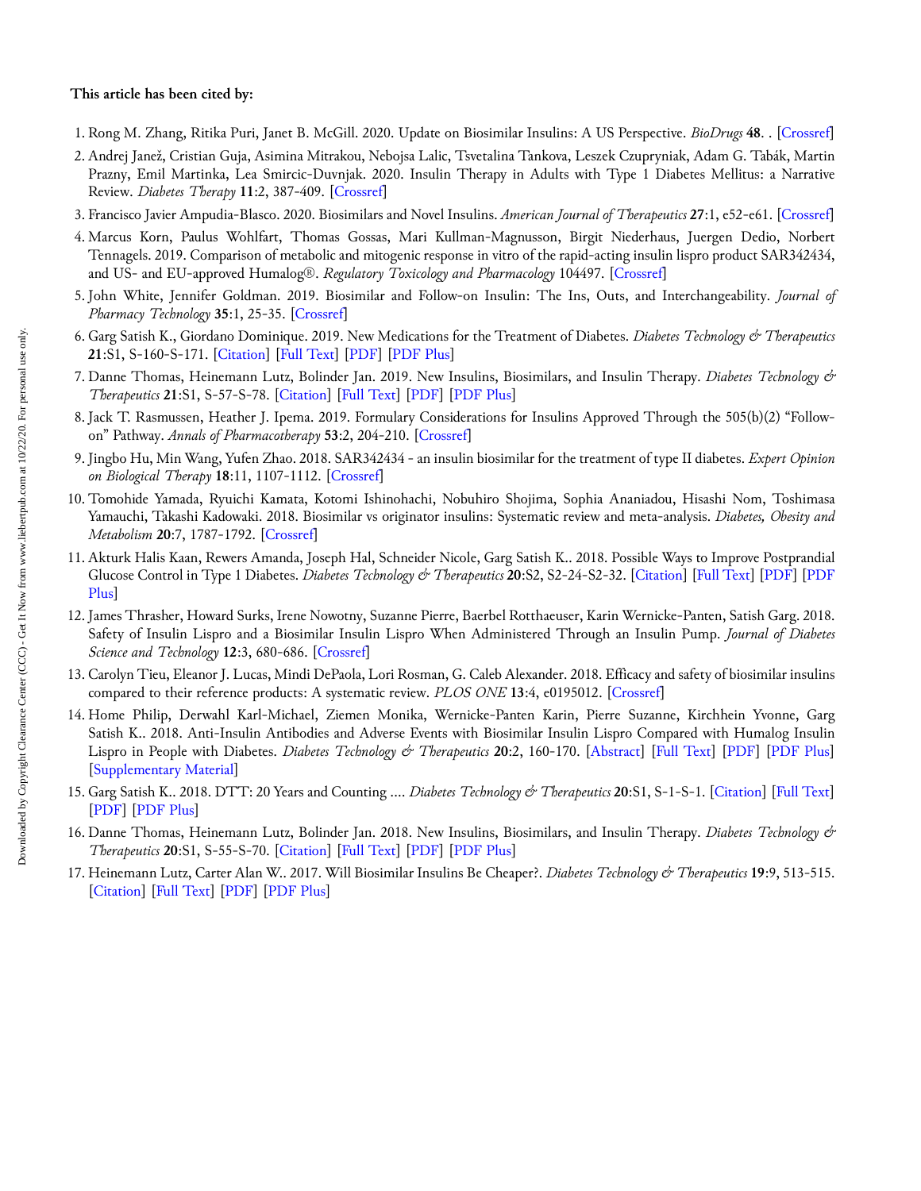**This article has been cited by:**

1. Rong M. Zhang, Ritika Puri, Janet B. McGill. 2020. Update on Biosimilar Insulins: A US Perspective. *BioDrugs* **48**. . [Crossref]
2. Andrej Janež, Cristian Guja, Asimina Mitrakou, Nebojsa Lalic, Tsvetalina Tankova, Leszek Czupryniak, Adam G. Tabák, Martin Prazny, Emil Martinka, Lea Smircic-Duvnjak. 2020. Insulin Therapy in Adults with Type 1 Diabetes Mellitus: a Narrative Review. *Diabetes Therapy* **11**:2, 387-409. [Crossref]
3. Francisco Javier Ampudia-Blasco. 2020. Biosimilars and Novel Insulins. *American Journal of Therapeutics* **27**:1, e52-e61. [Crossref]
4. Marcus Korn, Paulus Wohlfart, Thomas Gossas, Mari Kullman-Magnusson, Birgit Niederhaus, Juergen Dedio, Norbert Tennagels. 2019. Comparison of metabolic and mitogenic response in vitro of the rapid-acting insulin lispro product SAR342434, and US- and EU-approved Humalog®. *Regulatory Toxicology and Pharmacology* 104497. [Crossref]
5. John White, Jennifer Goldman. 2019. Biosimilar and Follow-on Insulin: The Ins, Outs, and Interchangeability. *Journal of Pharmacy Technology* **35**:1, 25-35. [Crossref]
6. Garg Satish K., Giordano Dominique. 2019. New Medications for the Treatment of Diabetes. *Diabetes Technology & Therapeutics* **21**:S1, S-160-S-171. [Citation] [Full Text] [PDF] [PDF Plus]
7. Danne Thomas, Heinemann Lutz, Bolinder Jan. 2019. New Insulins, Biosimilars, and Insulin Therapy. *Diabetes Technology & Therapeutics* **21**:S1, S-57-S-78. [Citation] [Full Text] [PDF] [PDF Plus]
8. Jack T. Rasmussen, Heather J. Ipema. 2019. Formulary Considerations for Insulins Approved Through the 505(b)(2) "Follow-on" Pathway. *Annals of Pharmacotherapy* **53**:2, 204-210. [Crossref]
9. Jingbo Hu, Min Wang, Yufen Zhao. 2018. SAR342434 - an insulin biosimilar for the treatment of type II diabetes. *Expert Opinion on Biological Therapy* **18**:11, 1107-1112. [Crossref]
10. Tomohide Yamada, Ryuichi Kamata, Kotomi Ishinohachi, Nobuhiro Shojima, Sophia Ananiadou, Hisashi Nom, Toshimasa Yamauchi, Takashi Kadowaki. 2018. Biosimilar vs originator insulins: Systematic review and meta-analysis. *Diabetes, Obesity and Metabolism* **20**:7, 1787-1792. [Crossref]
11. Akturk Halis Kaan, Rewers Amanda, Joseph Hal, Schneider Nicole, Garg Satish K.. 2018. Possible Ways to Improve Postprandial Glucose Control in Type 1 Diabetes. *Diabetes Technology & Therapeutics* **20**:S2, S2-24-S2-32. [Citation] [Full Text] [PDF] [PDF Plus]
12. James Thrasher, Howard Surks, Irene Nowotny, Suzanne Pierre, Baerbel Rotthaeuser, Karin Wernicke-Panten, Satish Garg. 2018. Safety of Insulin Lispro and a Biosimilar Insulin Lispro When Administered Through an Insulin Pump. *Journal of Diabetes Science and Technology* **12**:3, 680-686. [Crossref]
13. Carolyn Tieu, Eleanor J. Lucas, Mindi DePaola, Lori Rosman, G. Caleb Alexander. 2018. Efficacy and safety of biosimilar insulins compared to their reference products: A systematic review. *PLOS ONE* **13**:4, e0195012. [Crossref]
14. Home Philip, Derwahl Karl-Michael, Ziemen Monika, Wernicke-Panten Karin, Pierre Suzanne, Kirchhein Yvonne, Garg Satish K.. 2018. Anti-Insulin Antibodies and Adverse Events with Biosimilar Insulin Lispro Compared with Humalog Insulin Lispro in People with Diabetes. *Diabetes Technology & Therapeutics* **20**:2, 160-170. [Abstract] [Full Text] [PDF] [PDF Plus] [Supplementary Material]
15. Garg Satish K.. 2018. DTT: 20 Years and Counting .... *Diabetes Technology & Therapeutics* **20**:S1, S-1-S-1. [Citation] [Full Text] [PDF] [PDF Plus]
16. Danne Thomas, Heinemann Lutz, Bolinder Jan. 2018. New Insulins, Biosimilars, and Insulin Therapy. *Diabetes Technology & Therapeutics* **20**:S1, S-55-S-70. [Citation] [Full Text] [PDF] [PDF Plus]
17. Heinemann Lutz, Carter Alan W.. 2017. Will Biosimilar Insulins Be Cheaper?. *Diabetes Technology & Therapeutics* **19**:9, 513-515. [Citation] [Full Text] [PDF] [PDF Plus]